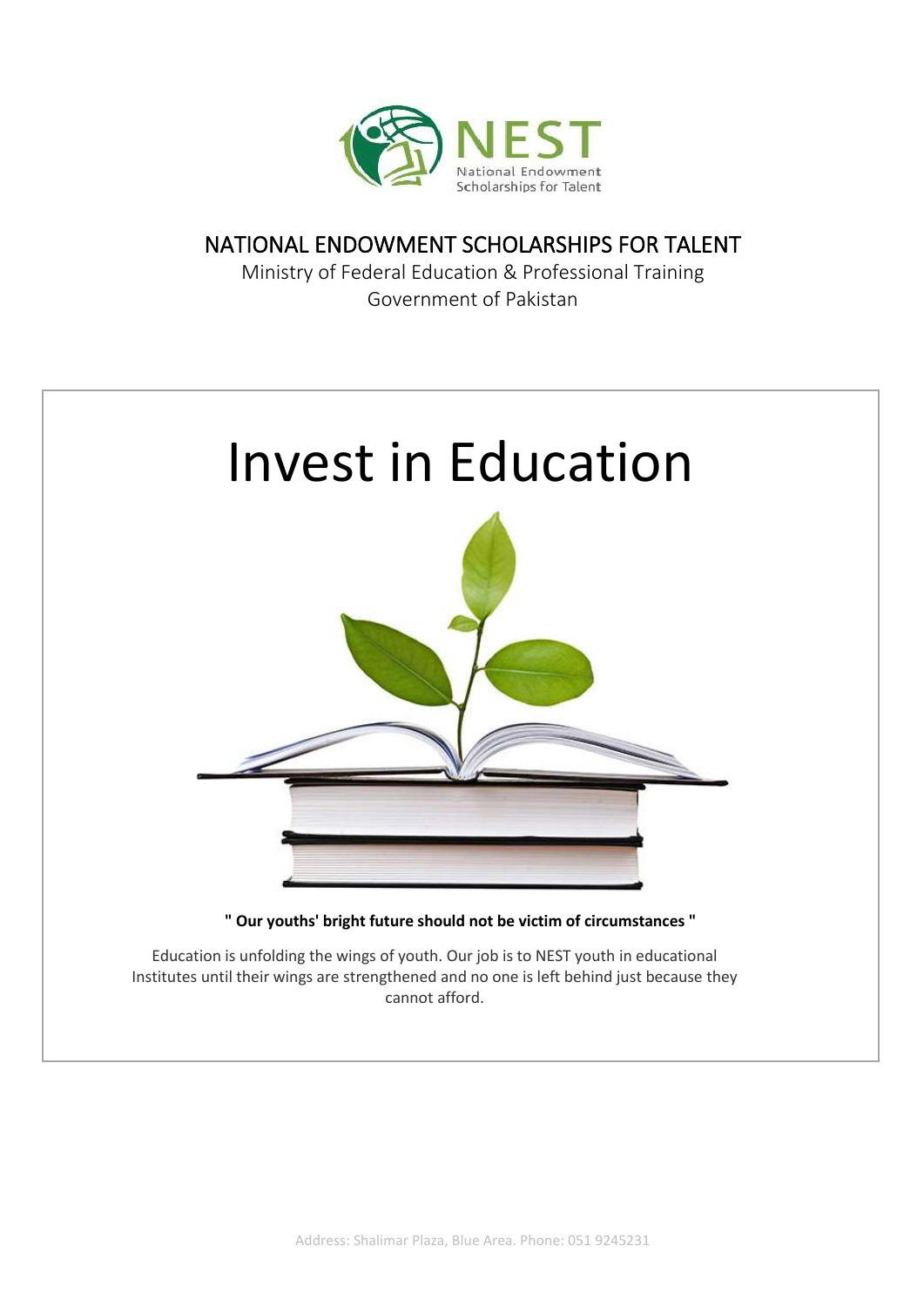NEST

National Endowment Scholarships for Talent

# NATIONAL ENDOWMENT SCHOLARSHIPS FOR TALENT

Ministry of Federal Education & Professional Training
Government of Pakistan

# Invest in Education

**" Our youths' bright future should not be victim of circumstances "**

Education is unfolding the wings of youth. Our job is to NEST youth in educational Institutes until their wings are strengthened and no one is left behind just because they cannot afford.

Address: Shalimar Plaza, Blue Area. Phone: 051 9245231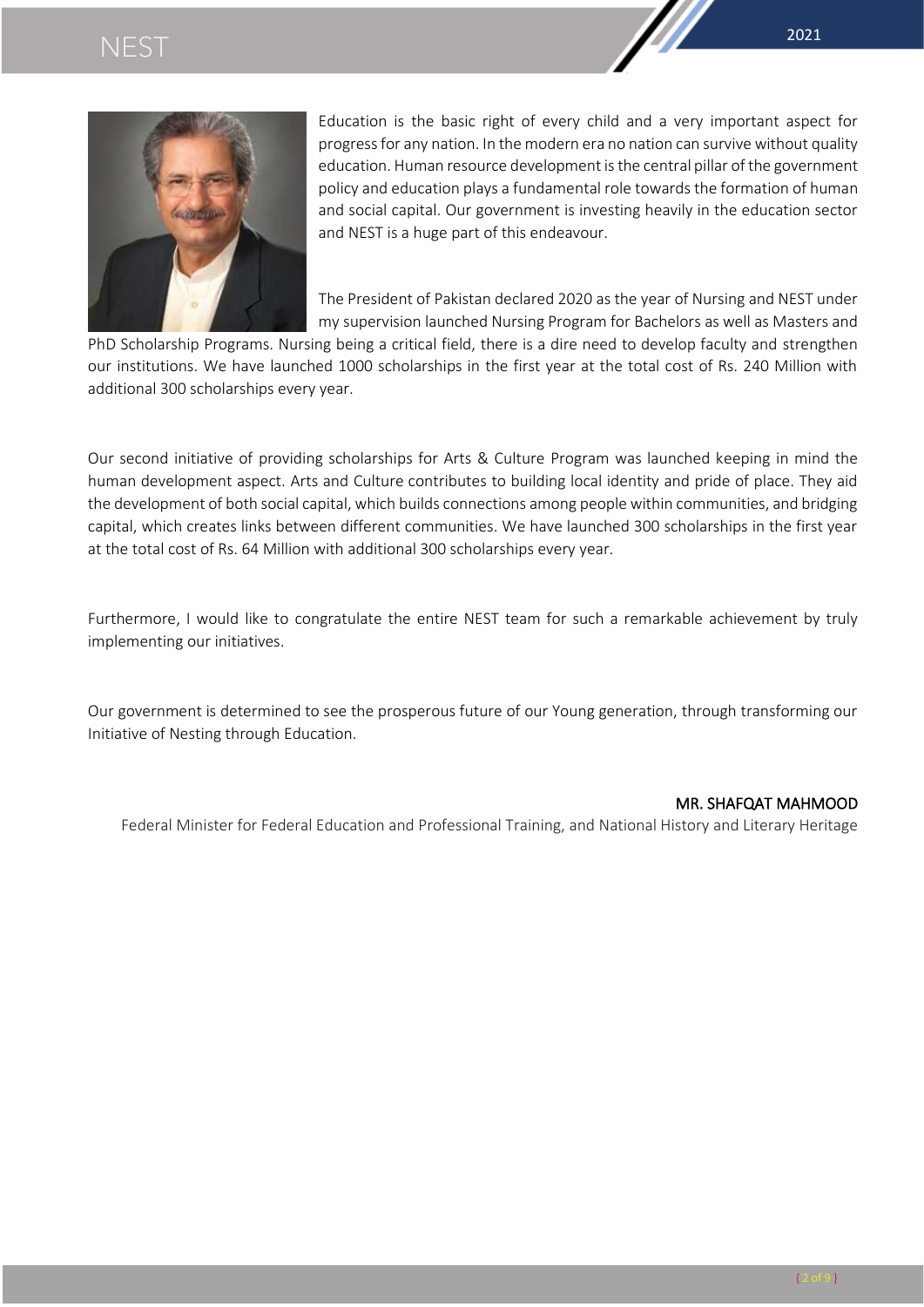Education is the basic right of every child and a very important aspect for progress for any nation. In the modern era no nation can survive without quality education. Human resource development is the central pillar of the government policy and education plays a fundamental role towards the formation of human and social capital. Our government is investing heavily in the education sector and NEST is a huge part of this endeavour.

The President of Pakistan declared 2020 as the year of Nursing and NEST under my supervision launched Nursing Program for Bachelors as well as Masters and PhD Scholarship Programs. Nursing being a critical field, there is a dire need to develop faculty and strengthen our institutions. We have launched 1000 scholarships in the first year at the total cost of Rs. 240 Million with additional 300 scholarships every year.

Our second initiative of providing scholarships for Arts & Culture Program was launched keeping in mind the human development aspect. Arts and Culture contributes to building local identity and pride of place. They aid the development of both social capital, which builds connections among people within communities, and bridging capital, which creates links between different communities. We have launched 300 scholarships in the first year at the total cost of Rs. 64 Million with additional 300 scholarships every year.

Furthermore, I would like to congratulate the entire NEST team for such a remarkable achievement by truly implementing our initiatives.

Our government is determined to see the prosperous future of our Young generation, through transforming our Initiative of Nesting through Education.

MR. SHAFQAT MAHMOOD

Federal Minister for Federal Education and Professional Training, and National History and Literary Heritage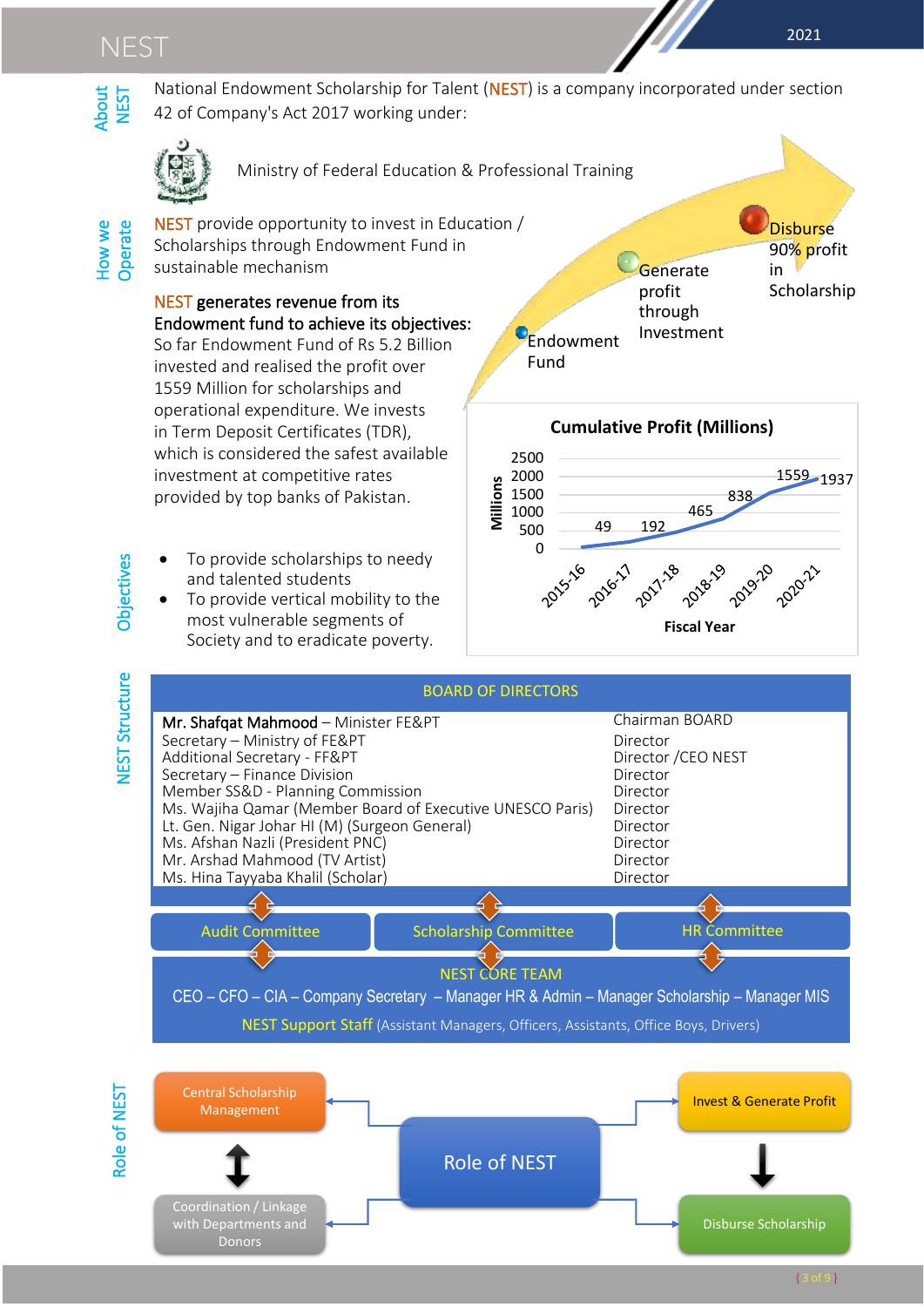## About NEST

National Endowment Scholarship for Talent (NEST) is a company incorporated under section 42 of Company's Act 2017 working under:

Ministry of Federal Education & Professional Training

## How we Operate

NEST provide opportunity to invest in Education / Scholarships through Endowment Fund in sustainable mechanism

**NEST generates revenue from its Endowment fund to achieve its objectives:** So far Endowment Fund of Rs 5.2 Billion invested and realised the profit over 1559 Million for scholarships and operational expenditure. We invests in Term Deposit Certificates (TDR), which is considered the safest available investment at competitive rates provided by top banks of Pakistan.

Endowment Fund → Generate profit through Investment → Disburse 90% profit in Scholarship

**Cumulative Profit (Millions)**

| Fiscal Year | Millions |
|---|---|
| 2015-16 | 49 |
| 2016-17 | 192 |
| 2017-18 | 465 |
| 2018-19 | 838 |
| 2019-20 | 1559 |
| 2020-21 | 1937 |

## Objectives

- To provide scholarships to needy and talented students
- To provide vertical mobility to the most vulnerable segments of Society and to eradicate poverty.

## NEST Structure

**BOARD OF DIRECTORS**

| Name | Position |
|---|---|
| **Mr. Shafqat Mahmood** – Minister FE&PT | Chairman BOARD |
| Secretary – Ministry of FE&PT | Director |
| Additional Secretary - FF&PT | Director /CEO NEST |
| Secretary – Finance Division | Director |
| Member SS&D - Planning Commission | Director |
| Ms. Wajiha Qamar (Member Board of Executive UNESCO Paris) | Director |
| Lt. Gen. Nigar Johar HI (M) (Surgeon General) | Director |
| Ms. Afshan Nazli (President PNC) | Director |
| Mr. Arshad Mahmood (TV Artist) | Director |
| Ms. Hina Tayyaba Khalil (Scholar) | Director |

Audit Committee | Scholarship Committee | HR Committee

**NEST CORE TEAM**

CEO – CFO – CIA – Company Secretary – Manager HR & Admin – Manager Scholarship – Manager MIS

NEST Support Staff (Assistant Managers, Officers, Assistants, Office Boys, Drivers)

## Role of NEST

- Central Scholarship Management
- Coordination / Linkage with Departments and Donors
- Invest & Generate Profit
- Disburse Scholarship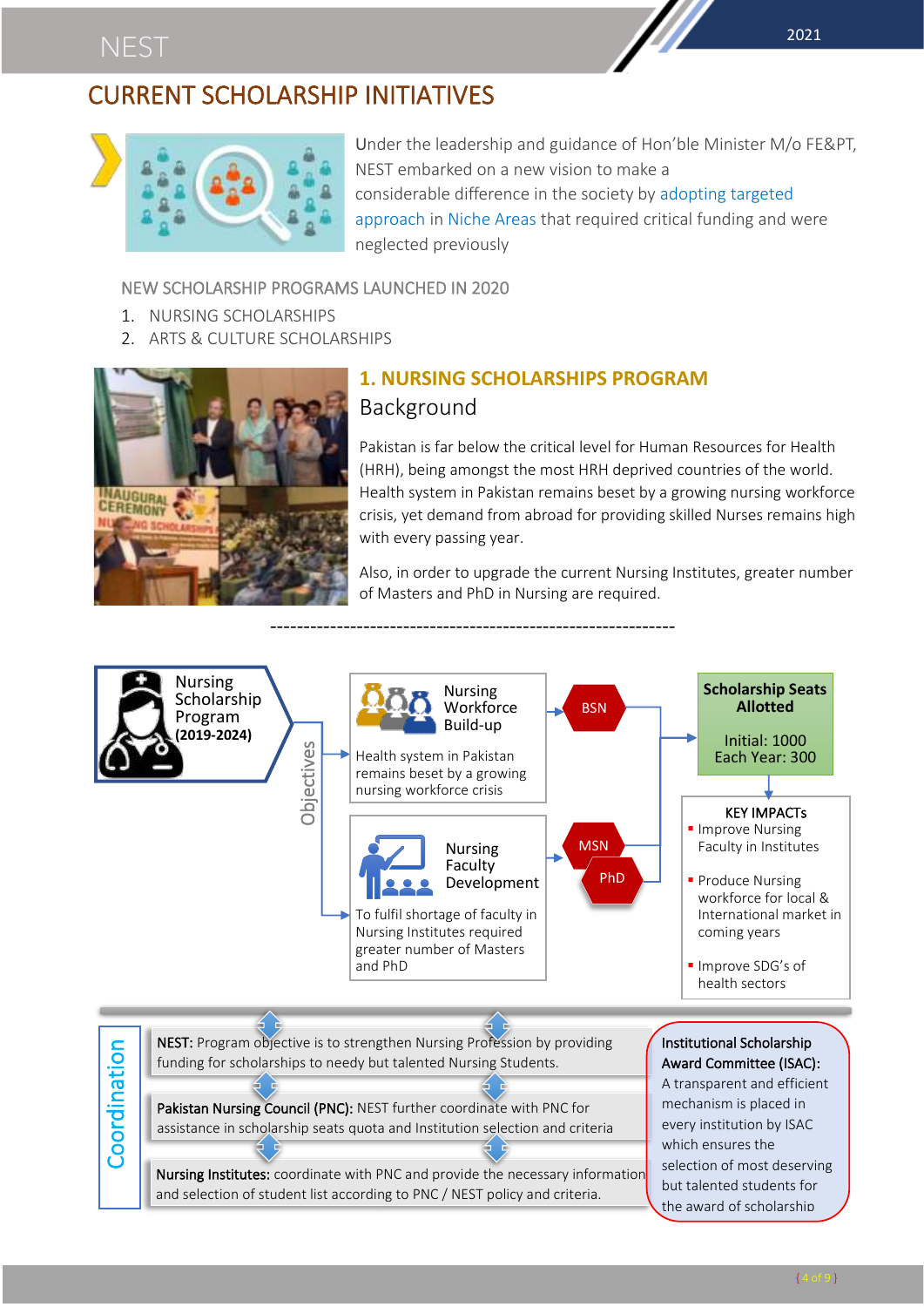## CURRENT SCHOLARSHIP INITIATIVES

Under the leadership and guidance of Hon'ble Minister M/o FE&PT, NEST embarked on a new vision to make a considerable difference in the society by adopting targeted approach in Niche Areas that required critical funding and were neglected previously

NEW SCHOLARSHIP PROGRAMS LAUNCHED IN 2020

1. NURSING SCHOLARSHIPS
2. ARTS & CULTURE SCHOLARSHIPS

### 1. NURSING SCHOLARSHIPS PROGRAM

#### Background

Pakistan is far below the critical level for Human Resources for Health (HRH), being amongst the most HRH deprived countries of the world. Health system in Pakistan remains beset by a growing nursing workforce crisis, yet demand from abroad for providing skilled Nurses remains high with every passing year.

Also, in order to upgrade the current Nursing Institutes, greater number of Masters and PhD in Nursing are required.

---

**Nursing Scholarship Program (2019-2024)**

**Objectives**

- **Nursing Workforce Build-up** — Health system in Pakistan remains beset by a growing nursing workforce crisis → BSN
- **Nursing Faculty Development** — To fulfil shortage of faculty in Nursing Institutes required greater number of Masters and PhD → MSN, PhD

**Scholarship Seats Allotted**

Initial: 1000
Each Year: 300

**KEY IMPACTs**

- Improve Nursing Faculty in Institutes
- Produce Nursing workforce for local & International market in coming years
- Improve SDG's of health sectors

**Coordination**

- **NEST:** Program objective is to strengthen Nursing Profession by providing funding for scholarships to needy but talented Nursing Students.
- **Pakistan Nursing Council (PNC):** NEST further coordinate with PNC for assistance in scholarship seats quota and Institution selection and criteria
- **Nursing Institutes:** coordinate with PNC and provide the necessary information and selection of student list according to PNC / NEST policy and criteria.

**Institutional Scholarship Award Committee (ISAC):** A transparent and efficient mechanism is placed in every institution by ISAC which ensures the selection of most deserving but talented students for the award of scholarship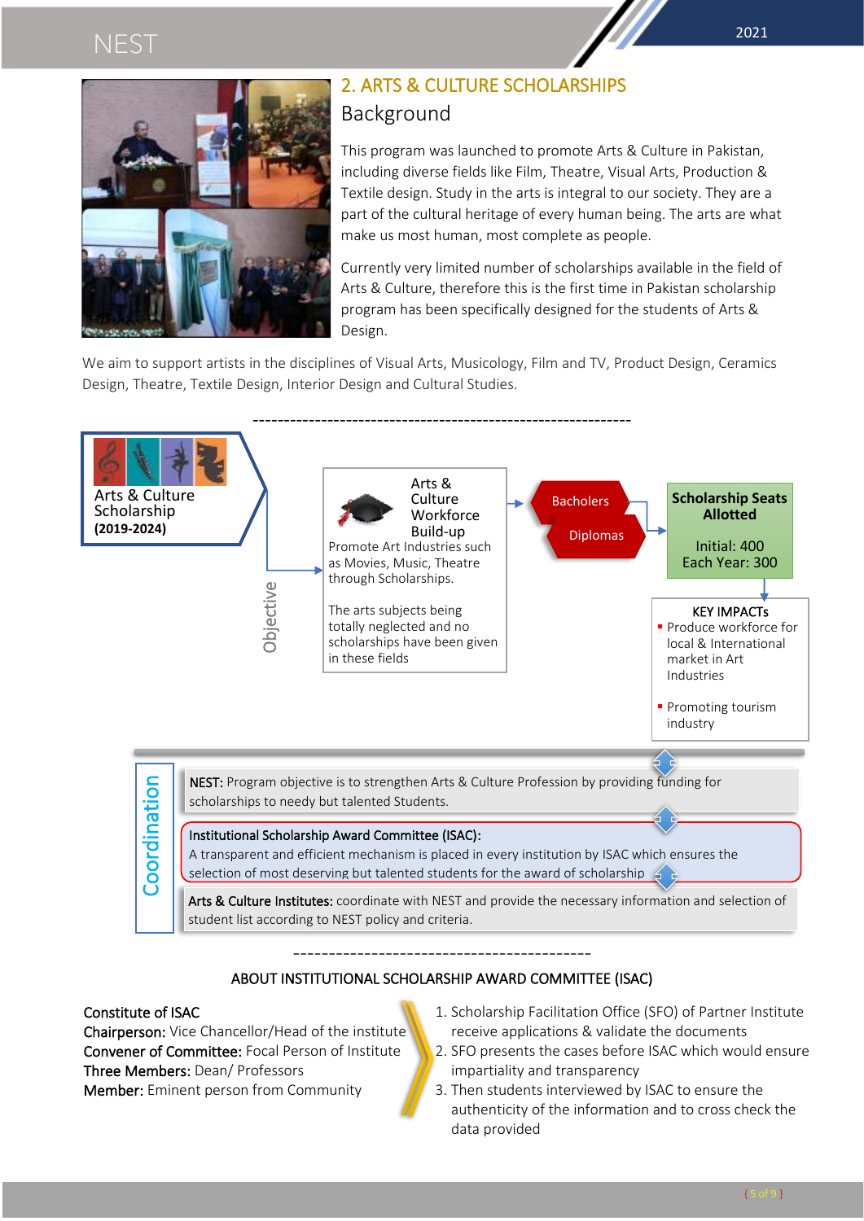## 2. ARTS & CULTURE SCHOLARSHIPS

### Background

This program was launched to promote Arts & Culture in Pakistan, including diverse fields like Film, Theatre, Visual Arts, Production & Textile design. Study in the arts is integral to our society. They are a part of the cultural heritage of every human being. The arts are what make us most human, most complete as people.

Currently very limited number of scholarships available in the field of Arts & Culture, therefore this is the first time in Pakistan scholarship program has been specifically designed for the students of Arts & Design.

We aim to support artists in the disciplines of Visual Arts, Musicology, Film and TV, Product Design, Ceramics Design, Theatre, Textile Design, Interior Design and Cultural Studies.

---

**Arts & Culture Scholarship (2019-2024)**

**Objective**

**Arts & Culture Workforce Build-up**

Promote Art Industries such as Movies, Music, Theatre through Scholarships.

The arts subjects being totally neglected and no scholarships have been given in these fields

- Bacholers
- Diplomas

**Scholarship Seats Allotted**

Initial: 400
Each Year: 300

**KEY IMPACTs**

- Produce workforce for local & International market in Art Industries
- Promoting tourism industry

**Coordination**

**NEST:** Program objective is to strengthen Arts & Culture Profession by providing funding for scholarships to needy but talented Students.

**Institutional Scholarship Award Committee (ISAC):** A transparent and efficient mechanism is placed in every institution by ISAC which ensures the selection of most deserving but talented students for the award of scholarship

**Arts & Culture Institutes:** coordinate with NEST and provide the necessary information and selection of student list according to NEST policy and criteria.

---

### ABOUT INSTITUTIONAL SCHOLARSHIP AWARD COMMITTEE (ISAC)

**Constitute of ISAC**
**Chairperson:** Vice Chancellor/Head of the institute
**Convener of Committee:** Focal Person of Institute
**Three Members:** Dean/ Professors
**Member:** Eminent person from Community

1. Scholarship Facilitation Office (SFO) of Partner Institute receive applications & validate the documents
2. SFO presents the cases before ISAC which would ensure impartiality and transparency
3. Then students interviewed by ISAC to ensure the authenticity of the information and to cross check the data provided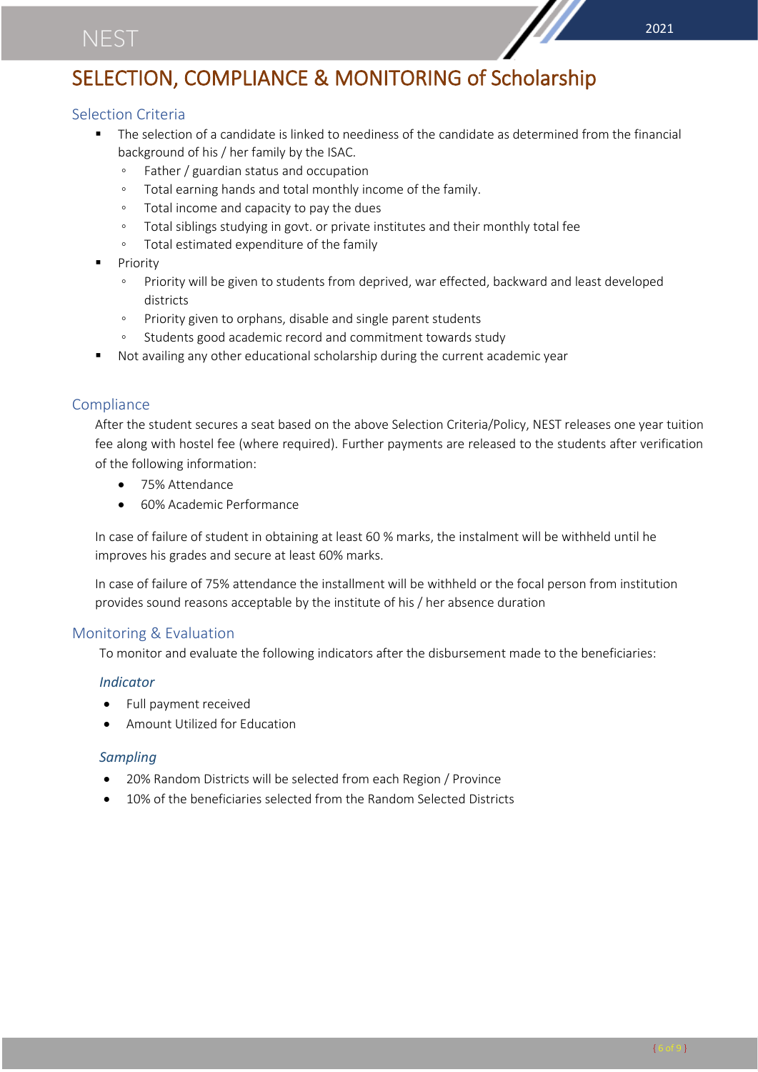## SELECTION, COMPLIANCE & MONITORING of Scholarship

### Selection Criteria

- The selection of a candidate is linked to neediness of the candidate as determined from the financial background of his / her family by the ISAC.
  - Father / guardian status and occupation
  - Total earning hands and total monthly income of the family.
  - Total income and capacity to pay the dues
  - Total siblings studying in govt. or private institutes and their monthly total fee
  - Total estimated expenditure of the family
- Priority
  - Priority will be given to students from deprived, war effected, backward and least developed districts
  - Priority given to orphans, disable and single parent students
  - Students good academic record and commitment towards study
- Not availing any other educational scholarship during the current academic year

### Compliance

After the student secures a seat based on the above Selection Criteria/Policy, NEST releases one year tuition fee along with hostel fee (where required). Further payments are released to the students after verification of the following information:

- 75% Attendance
- 60% Academic Performance

In case of failure of student in obtaining at least 60 % marks, the instalment will be withheld until he improves his grades and secure at least 60% marks.

In case of failure of 75% attendance the installment will be withheld or the focal person from institution provides sound reasons acceptable by the institute of his / her absence duration

### Monitoring & Evaluation

To monitor and evaluate the following indicators after the disbursement made to the beneficiaries:

#### *Indicator*

- Full payment received
- Amount Utilized for Education

#### *Sampling*

- 20% Random Districts will be selected from each Region / Province
- 10% of the beneficiaries selected from the Random Selected Districts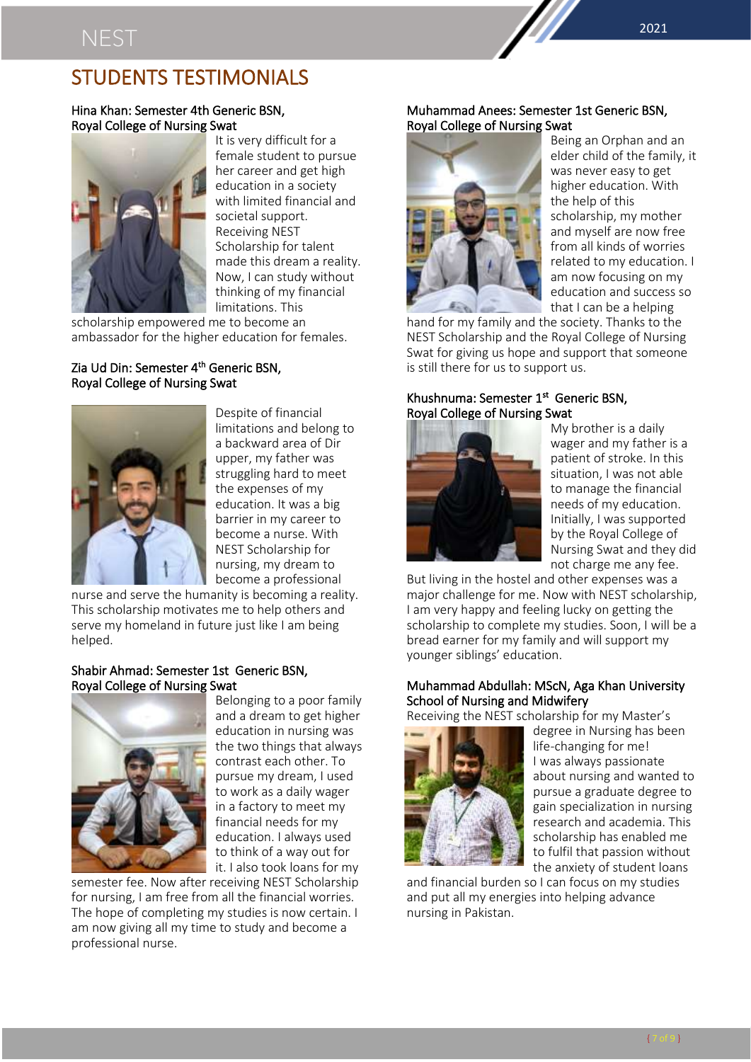# STUDENTS TESTIMONIALS

### Hina Khan: Semester 4th Generic BSN, Royal College of Nursing Swat

It is very difficult for a female student to pursue her career and get high education in a society with limited financial and societal support. Receiving NEST Scholarship for talent made this dream a reality. Now, I can study without thinking of my financial limitations. This scholarship empowered me to become an ambassador for the higher education for females.

### Zia Ud Din: Semester 4th Generic BSN, Royal College of Nursing Swat

Despite of financial limitations and belong to a backward area of Dir upper, my father was struggling hard to meet the expenses of my education. It was a big barrier in my career to become a nurse. With NEST Scholarship for nursing, my dream to become a professional nurse and serve the humanity is becoming a reality. This scholarship motivates me to help others and serve my homeland in future just like I am being helped.

### Shabir Ahmad: Semester 1st Generic BSN, Royal College of Nursing Swat

Belonging to a poor family and a dream to get higher education in nursing was the two things that always contrast each other. To pursue my dream, I used to work as a daily wager in a factory to meet my financial needs for my education. I always used to think of a way out for it. I also took loans for my semester fee. Now after receiving NEST Scholarship for nursing, I am free from all the financial worries. The hope of completing my studies is now certain. I am now giving all my time to study and become a professional nurse.

### Muhammad Anees: Semester 1st Generic BSN, Royal College of Nursing Swat

Being an Orphan and an elder child of the family, it was never easy to get higher education. With the help of this scholarship, my mother and myself are now free from all kinds of worries related to my education. I am now focusing on my education and success so that I can be a helping hand for my family and the society. Thanks to the NEST Scholarship and the Royal College of Nursing Swat for giving us hope and support that someone is still there for us to support us.

### Khushnuma: Semester 1st Generic BSN, Royal College of Nursing Swat

My brother is a daily wager and my father is a patient of stroke. In this situation, I was not able to manage the financial needs of my education. Initially, I was supported by the Royal College of Nursing Swat and they did not charge me any fee. But living in the hostel and other expenses was a major challenge for me. Now with NEST scholarship, I am very happy and feeling lucky on getting the scholarship to complete my studies. Soon, I will be a bread earner for my family and will support my younger siblings' education.

### Muhammad Abdullah: MScN, Aga Khan University School of Nursing and Midwifery

Receiving the NEST scholarship for my Master's degree in Nursing has been life-changing for me! I was always passionate about nursing and wanted to pursue a graduate degree to gain specialization in nursing research and academia. This scholarship has enabled me to fulfil that passion without the anxiety of student loans and financial burden so I can focus on my studies and put all my energies into helping advance nursing in Pakistan.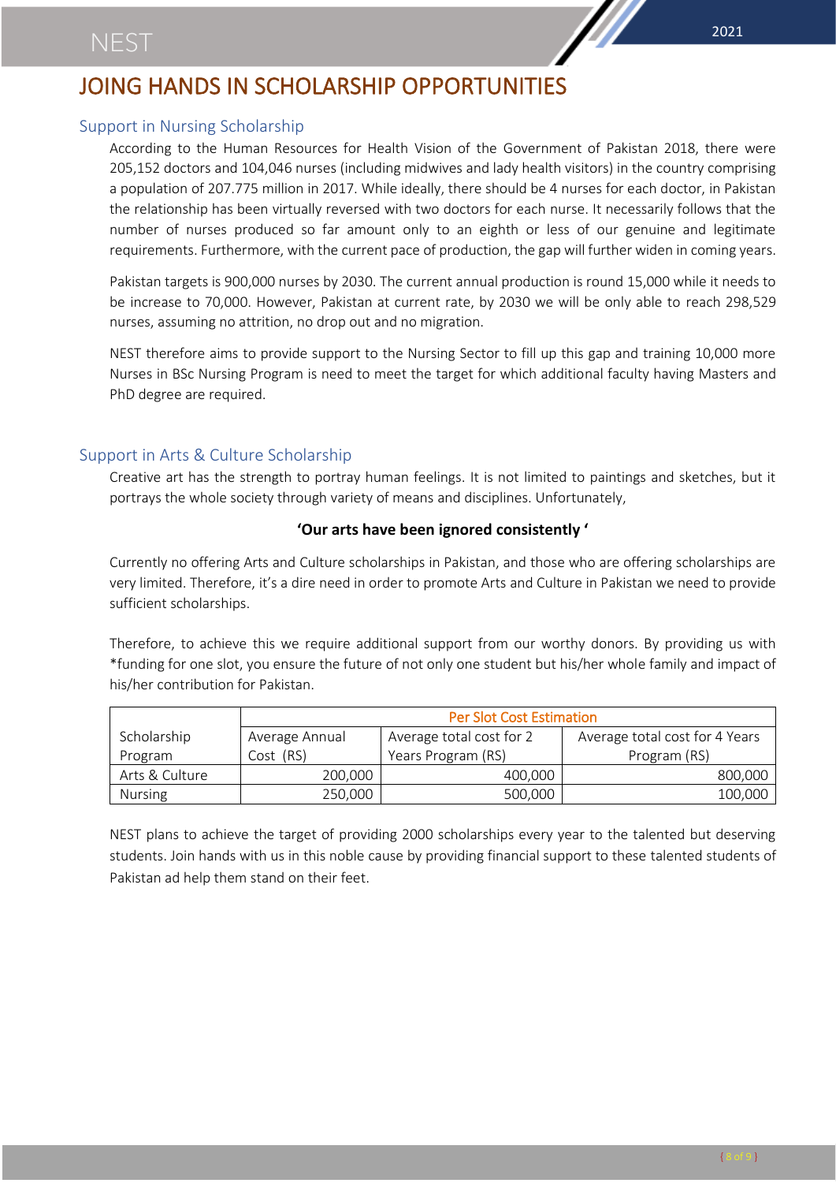# JOING HANDS IN SCHOLARSHIP OPPORTUNITIES

## Support in Nursing Scholarship

According to the Human Resources for Health Vision of the Government of Pakistan 2018, there were 205,152 doctors and 104,046 nurses (including midwives and lady health visitors) in the country comprising a population of 207.775 million in 2017. While ideally, there should be 4 nurses for each doctor, in Pakistan the relationship has been virtually reversed with two doctors for each nurse. It necessarily follows that the number of nurses produced so far amount only to an eighth or less of our genuine and legitimate requirements. Furthermore, with the current pace of production, the gap will further widen in coming years.

Pakistan targets is 900,000 nurses by 2030. The current annual production is round 15,000 while it needs to be increase to 70,000. However, Pakistan at current rate, by 2030 we will be only able to reach 298,529 nurses, assuming no attrition, no drop out and no migration.

NEST therefore aims to provide support to the Nursing Sector to fill up this gap and training 10,000 more Nurses in BSc Nursing Program is need to meet the target for which additional faculty having Masters and PhD degree are required.

## Support in Arts & Culture Scholarship

Creative art has the strength to portray human feelings. It is not limited to paintings and sketches, but it portrays the whole society through variety of means and disciplines. Unfortunately,

**'Our arts have been ignored consistently '**

Currently no offering Arts and Culture scholarships in Pakistan, and those who are offering scholarships are very limited. Therefore, it's a dire need in order to promote Arts and Culture in Pakistan we need to provide sufficient scholarships.

Therefore, to achieve this we require additional support from our worthy donors. By providing us with *funding for one slot, you ensure the future of not only one student but his/her whole family and impact of his/her contribution for Pakistan.

| Scholarship Program | Per Slot Cost Estimation | | |
|---|---|---|---|
| | Average Annual Cost (RS) | Average total cost for 2 Years Program (RS) | Average total cost for 4 Years Program (RS) |
| Arts & Culture | 200,000 | 400,000 | 800,000 |
| Nursing | 250,000 | 500,000 | 100,000 |

NEST plans to achieve the target of providing 2000 scholarships every year to the talented but deserving students. Join hands with us in this noble cause by providing financial support to these talented students of Pakistan ad help them stand on their feet.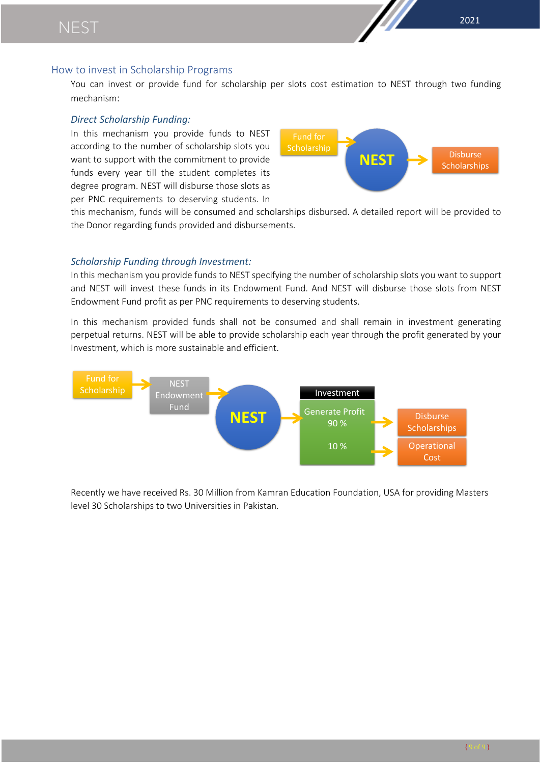## How to invest in Scholarship Programs

You can invest or provide fund for scholarship per slots cost estimation to NEST through two funding mechanism:

### *Direct Scholarship Funding:*

In this mechanism you provide funds to NEST according to the number of scholarship slots you want to support with the commitment to provide funds every year till the student completes its degree program. NEST will disburse those slots as per PNC requirements to deserving students. In this mechanism, funds will be consumed and scholarships disbursed. A detailed report will be provided to the Donor regarding funds provided and disbursements.

Fund for Scholarship
NEST
Disburse Scholarships

### *Scholarship Funding through Investment:*

In this mechanism you provide funds to NEST specifying the number of scholarship slots you want to support and NEST will invest these funds in its Endowment Fund. And NEST will disburse those slots from NEST Endowment Fund profit as per PNC requirements to deserving students.

In this mechanism provided funds shall not be consumed and shall remain in investment generating perpetual returns. NEST will be able to provide scholarship each year through the profit generated by your Investment, which is more sustainable and efficient.

Fund for Scholarship
NEST Endowment Fund
NEST
Investment
Generate Profit
90 %
10 %
Disburse Scholarships
Operational Cost

Recently we have received Rs. 30 Million from Kamran Education Foundation, USA for providing Masters level 30 Scholarships to two Universities in Pakistan.